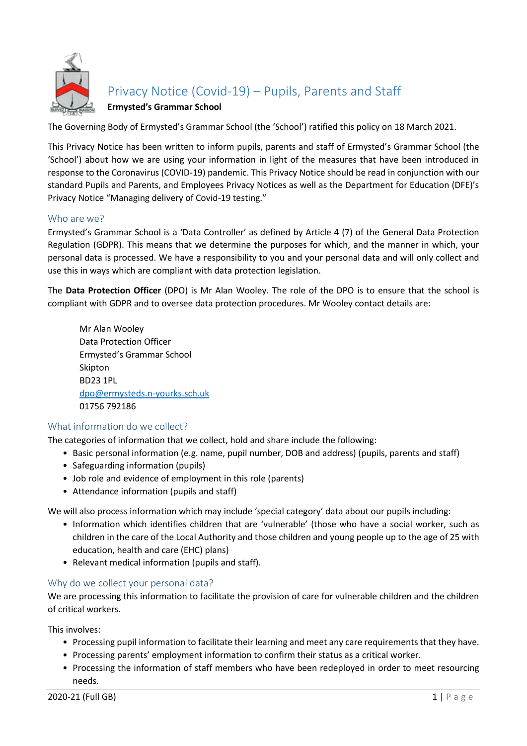# Privacy Notice (Covid-19) – Pupils, Parents and Staff

**Ermysted's Grammar School**

The Governing Body of Ermysted's Grammar School (the 'School') ratified this policy on 18 March 2021.

This Privacy Notice has been written to inform pupils, parents and staff of Ermysted's Grammar School (the 'School') about how we are using your information in light of the measures that have been introduced in response to the Coronavirus (COVID-19) pandemic. This Privacy Notice should be read in conjunction with our standard Pupils and Parents, and Employees Privacy Notices as well as the Department for Education (DFE)'s Privacy Notice "Managing delivery of Covid-19 testing."

## Who are we?

Ermysted's Grammar School is a 'Data Controller' as defined by Article 4 (7) of the General Data Protection Regulation (GDPR). This means that we determine the purposes for which, and the manner in which, your personal data is processed. We have a responsibility to you and your personal data and will only collect and use this in ways which are compliant with data protection legislation.

The **Data Protection Officer** (DPO) is Mr Alan Wooley. The role of the DPO is to ensure that the school is compliant with GDPR and to oversee data protection procedures. Mr Wooley contact details are:

Mr Alan Wooley
Data Protection Officer
Ermysted's Grammar School
Skipton
BD23 1PL
dpo@ermysteds.n-yourks.sch.uk
01756 792186

## What information do we collect?

The categories of information that we collect, hold and share include the following:

- Basic personal information (e.g. name, pupil number, DOB and address) (pupils, parents and staff)
- Safeguarding information (pupils)
- Job role and evidence of employment in this role (parents)
- Attendance information (pupils and staff)

We will also process information which may include 'special category' data about our pupils including:

- Information which identifies children that are 'vulnerable' (those who have a social worker, such as children in the care of the Local Authority and those children and young people up to the age of 25 with education, health and care (EHC) plans)
- Relevant medical information (pupils and staff).

## Why do we collect your personal data?

We are processing this information to facilitate the provision of care for vulnerable children and the children of critical workers.

This involves:

- Processing pupil information to facilitate their learning and meet any care requirements that they have.
- Processing parents' employment information to confirm their status as a critical worker.
- Processing the information of staff members who have been redeployed in order to meet resourcing needs.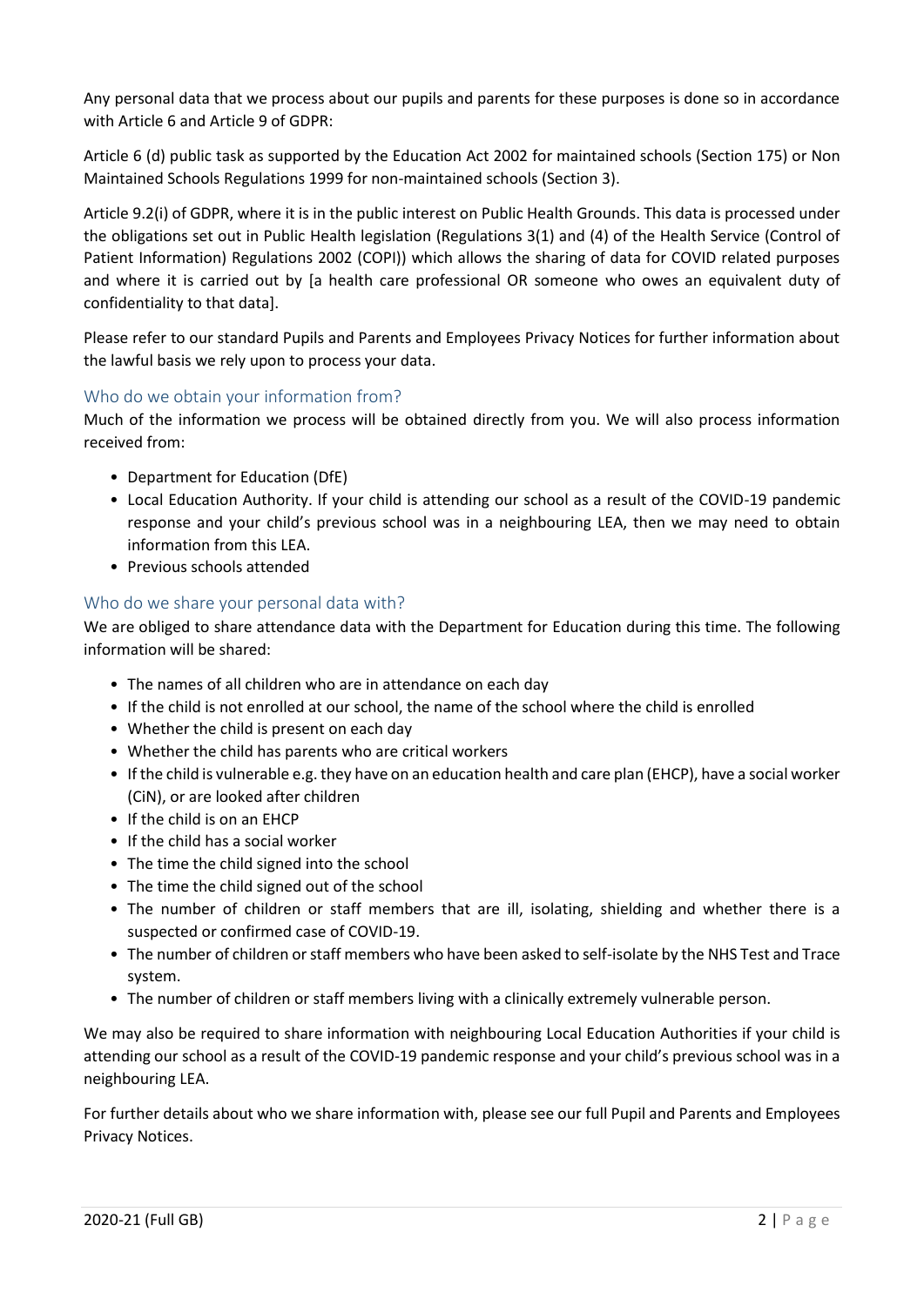Any personal data that we process about our pupils and parents for these purposes is done so in accordance with Article 6 and Article 9 of GDPR:

Article 6 (d) public task as supported by the Education Act 2002 for maintained schools (Section 175) or Non Maintained Schools Regulations 1999 for non-maintained schools (Section 3).

Article 9.2(i) of GDPR, where it is in the public interest on Public Health Grounds. This data is processed under the obligations set out in Public Health legislation (Regulations 3(1) and (4) of the Health Service (Control of Patient Information) Regulations 2002 (COPI)) which allows the sharing of data for COVID related purposes and where it is carried out by [a health care professional OR someone who owes an equivalent duty of confidentiality to that data].

Please refer to our standard Pupils and Parents and Employees Privacy Notices for further information about the lawful basis we rely upon to process your data.

## Who do we obtain your information from?

Much of the information we process will be obtained directly from you. We will also process information received from:

- Department for Education (DfE)
- Local Education Authority. If your child is attending our school as a result of the COVID-19 pandemic response and your child's previous school was in a neighbouring LEA, then we may need to obtain information from this LEA.
- Previous schools attended

## Who do we share your personal data with?

We are obliged to share attendance data with the Department for Education during this time. The following information will be shared:

- The names of all children who are in attendance on each day
- If the child is not enrolled at our school, the name of the school where the child is enrolled
- Whether the child is present on each day
- Whether the child has parents who are critical workers
- If the child is vulnerable e.g. they have on an education health and care plan (EHCP), have a social worker (CiN), or are looked after children
- If the child is on an EHCP
- If the child has a social worker
- The time the child signed into the school
- The time the child signed out of the school
- The number of children or staff members that are ill, isolating, shielding and whether there is a suspected or confirmed case of COVID-19.
- The number of children or staff members who have been asked to self-isolate by the NHS Test and Trace system.
- The number of children or staff members living with a clinically extremely vulnerable person.

We may also be required to share information with neighbouring Local Education Authorities if your child is attending our school as a result of the COVID-19 pandemic response and your child's previous school was in a neighbouring LEA.

For further details about who we share information with, please see our full Pupil and Parents and Employees Privacy Notices.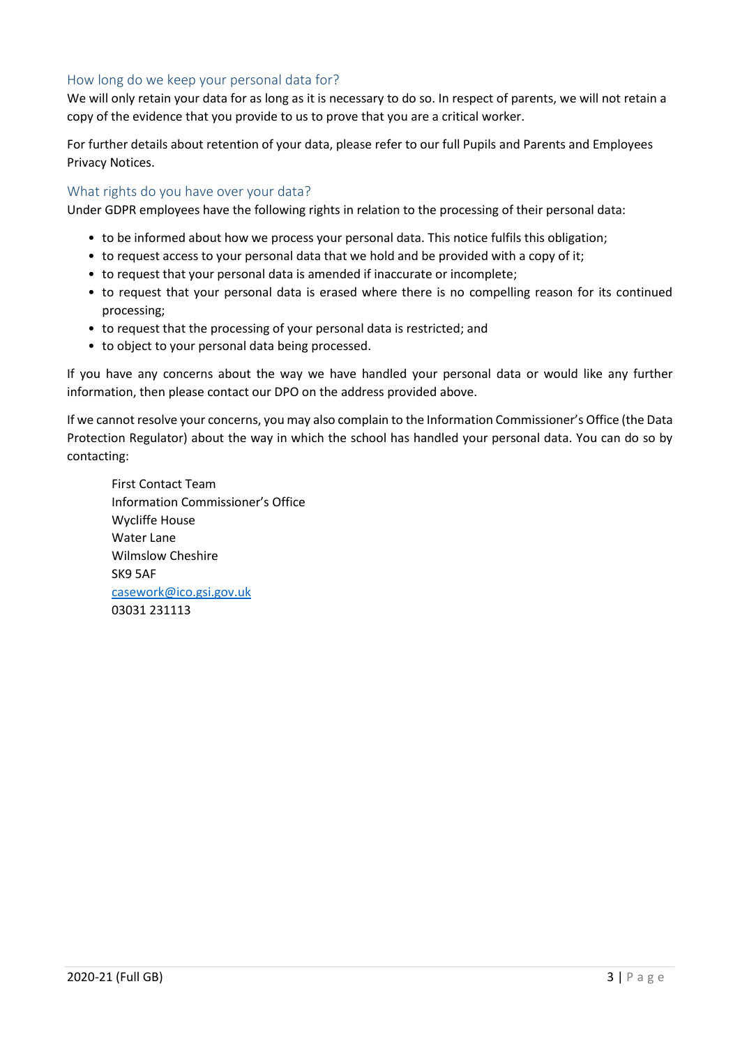## How long do we keep your personal data for?

We will only retain your data for as long as it is necessary to do so. In respect of parents, we will not retain a copy of the evidence that you provide to us to prove that you are a critical worker.

For further details about retention of your data, please refer to our full Pupils and Parents and Employees Privacy Notices.

## What rights do you have over your data?

Under GDPR employees have the following rights in relation to the processing of their personal data:

- to be informed about how we process your personal data. This notice fulfils this obligation;
- to request access to your personal data that we hold and be provided with a copy of it;
- to request that your personal data is amended if inaccurate or incomplete;
- to request that your personal data is erased where there is no compelling reason for its continued processing;
- to request that the processing of your personal data is restricted; and
- to object to your personal data being processed.

If you have any concerns about the way we have handled your personal data or would like any further information, then please contact our DPO on the address provided above.

If we cannot resolve your concerns, you may also complain to the Information Commissioner's Office (the Data Protection Regulator) about the way in which the school has handled your personal data. You can do so by contacting:

First Contact Team
Information Commissioner's Office
Wycliffe House
Water Lane
Wilmslow Cheshire
SK9 5AF
casework@ico.gsi.gov.uk
03031 231113